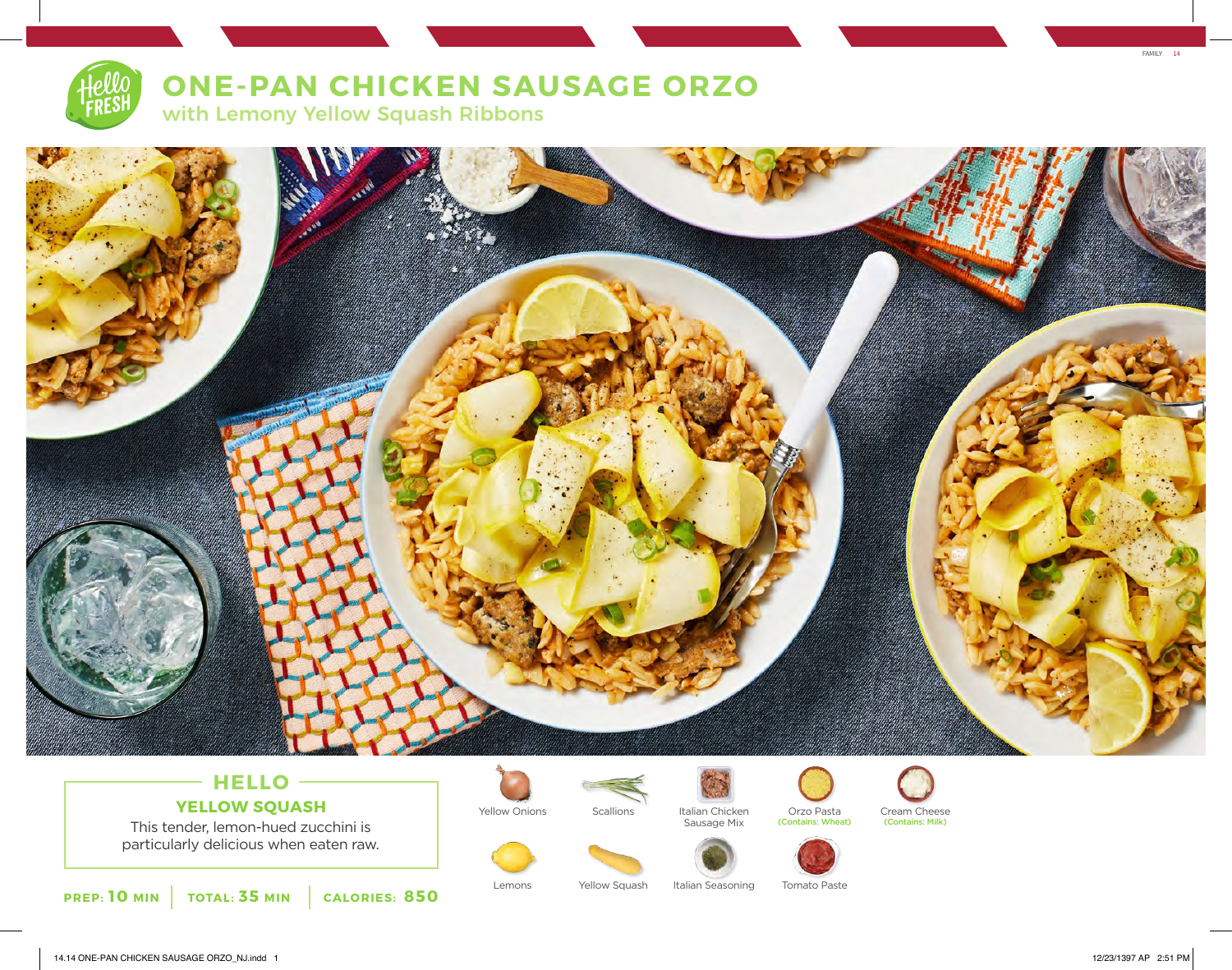# ONE-PAN CHICKEN SAUSAGE ORZO

## with Lemony Yellow Squash Ribbons

### HELLO

**YELLOW SQUASH**

This tender, lemon-hued zucchini is particularly delicious when eaten raw.

**PREP:** 10 MIN | **TOTAL:** 35 MIN | **CALORIES:** 850

- Yellow Onions
- Scallions
- Italian Chicken Sausage Mix
- Orzo Pasta (Contains: Wheat)
- Cream Cheese (Contains: Milk)
- Lemons
- Yellow Squash
- Italian Seasoning
- Tomato Paste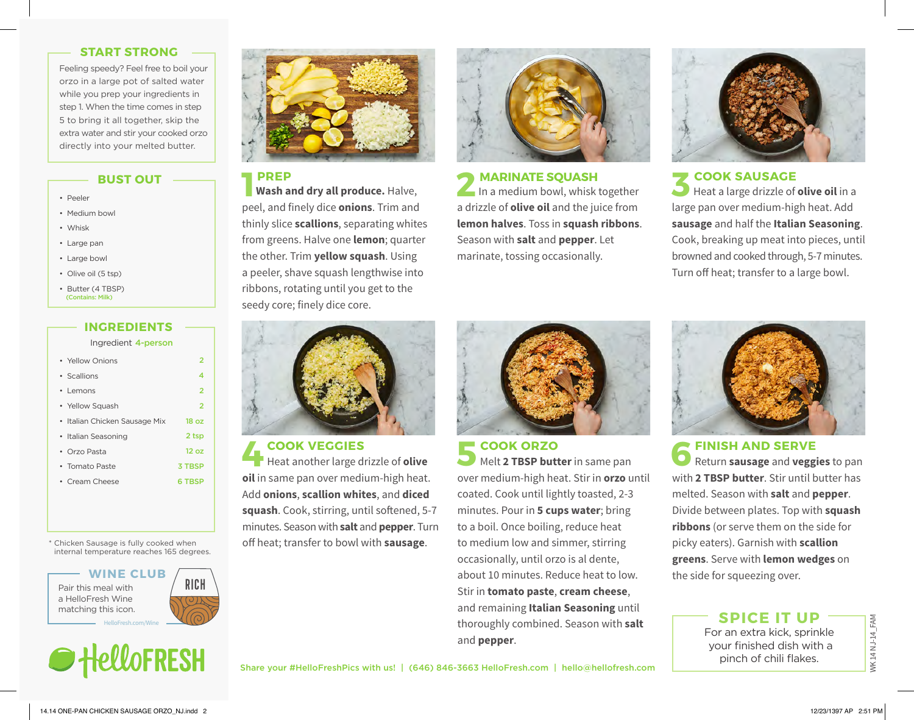## START STRONG

Feeling speedy? Feel free to boil your orzo in a large pot of salted water while you prep your ingredients in step 1. When the time comes in step 5 to bring it all together, skip the extra water and stir your cooked orzo directly into your melted butter.

## BUST OUT

- Peeler
- Medium bowl
- Whisk
- Large pan
- Large bowl
- Olive oil (5 tsp)
- Butter (4 TBSP) (Contains: Milk)

## INGREDIENTS

| Ingredient | 4-person |
|---|---|
| Yellow Onions | 2 |
| Scallions | 4 |
| Lemons | 2 |
| Yellow Squash | 2 |
| Italian Chicken Sausage Mix | 18 oz |
| Italian Seasoning | 2 tsp |
| Orzo Pasta | 12 oz |
| Tomato Paste | 3 TBSP |
| Cream Cheese | 6 TBSP |

\* Chicken Sausage is fully cooked when internal temperature reaches 165 degrees.

## WINE CLUB

Pair this meal with a HelloFresh Wine matching this icon.

RICH

HelloFresh.com/Wine

HelloFRESH

## 1 PREP

**Wash and dry all produce.** Halve, peel, and finely dice **onions**. Trim and thinly slice **scallions**, separating whites from greens. Halve one **lemon**; quarter the other. Trim **yellow squash**. Using a peeler, shave squash lengthwise into ribbons, rotating until you get to the seedy core; finely dice core.

## 2 MARINATE SQUASH

In a medium bowl, whisk together a drizzle of **olive oil** and the juice from **lemon halves**. Toss in **squash ribbons**. Season with **salt** and **pepper**. Let marinate, tossing occasionally.

## 3 COOK SAUSAGE

Heat a large drizzle of **olive oil** in a large pan over medium-high heat. Add **sausage** and half the **Italian Seasoning**. Cook, breaking up meat into pieces, until browned and cooked through, 5-7 minutes. Turn off heat; transfer to a large bowl.

## 4 COOK VEGGIES

Heat another large drizzle of **olive oil** in same pan over medium-high heat. Add **onions**, **scallion whites**, and **diced squash**. Cook, stirring, until softened, 5-7 minutes. Season with **salt** and **pepper**. Turn off heat; transfer to bowl with **sausage**.

## 5 COOK ORZO

Melt **2 TBSP butter** in same pan over medium-high heat. Stir in **orzo** until coated. Cook until lightly toasted, 2-3 minutes. Pour in **5 cups water**; bring to a boil. Once boiling, reduce heat to medium low and simmer, stirring occasionally, until orzo is al dente, about 10 minutes. Reduce heat to low. Stir in **tomato paste**, **cream cheese**, and remaining **Italian Seasoning** until thoroughly combined. Season with **salt** and **pepper**.

## 6 FINISH AND SERVE

Return **sausage** and **veggies** to pan with **2 TBSP butter**. Stir until butter has melted. Season with **salt** and **pepper**. Divide between plates. Top with **squash ribbons** (or serve them on the side for picky eaters). Garnish with **scallion greens**. Serve with **lemon wedges** on the side for squeezing over.

## SPICE IT UP

For an extra kick, sprinkle your finished dish with a pinch of chili flakes.

Share your #HelloFreshPics with us! | (646) 846-3663 HelloFresh.com | hello@hellofresh.com

WK 14 NJ-14_FAM